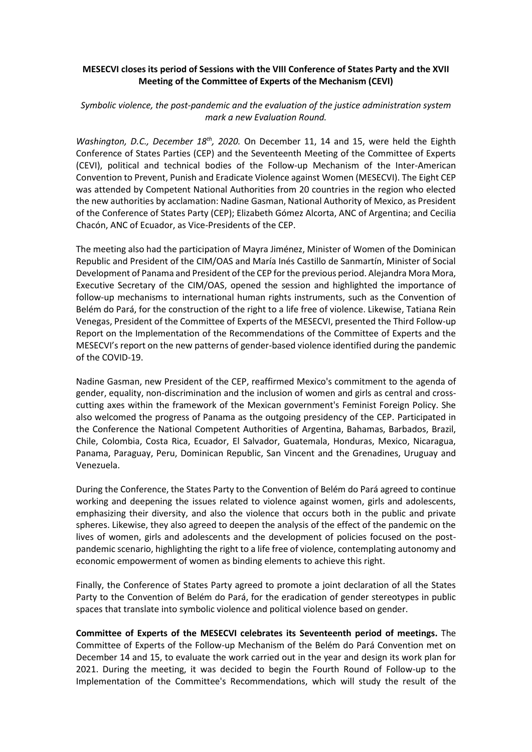**MESECVI closes its period of Sessions with the VIII Conference of States Party and the XVII Meeting of the Committee of Experts of the Mechanism (CEVI)**

*Symbolic violence, the post-pandemic and the evaluation of the justice administration system mark a new Evaluation Round.*

*Washington, D.C., December 18th, 2020.* On December 11, 14 and 15, were held the Eighth Conference of States Parties (CEP) and the Seventeenth Meeting of the Committee of Experts (CEVI), political and technical bodies of the Follow-up Mechanism of the Inter-American Convention to Prevent, Punish and Eradicate Violence against Women (MESECVI). The Eight CEP was attended by Competent National Authorities from 20 countries in the region who elected the new authorities by acclamation: Nadine Gasman, National Authority of Mexico, as President of the Conference of States Party (CEP); Elizabeth Gómez Alcorta, ANC of Argentina; and Cecilia Chacón, ANC of Ecuador, as Vice-Presidents of the CEP.

The meeting also had the participation of Mayra Jiménez, Minister of Women of the Dominican Republic and President of the CIM/OAS and María Inés Castillo de Sanmartín, Minister of Social Development of Panama and President of the CEP for the previous period. Alejandra Mora Mora, Executive Secretary of the CIM/OAS, opened the session and highlighted the importance of follow-up mechanisms to international human rights instruments, such as the Convention of Belém do Pará, for the construction of the right to a life free of violence. Likewise, Tatiana Rein Venegas, President of the Committee of Experts of the MESECVI, presented the Third Follow-up Report on the Implementation of the Recommendations of the Committee of Experts and the MESECVI's report on the new patterns of gender-based violence identified during the pandemic of the COVID-19.

Nadine Gasman, new President of the CEP, reaffirmed Mexico's commitment to the agenda of gender, equality, non-discrimination and the inclusion of women and girls as central and cross-cutting axes within the framework of the Mexican government's Feminist Foreign Policy. She also welcomed the progress of Panama as the outgoing presidency of the CEP. Participated in the Conference the National Competent Authorities of Argentina, Bahamas, Barbados, Brazil, Chile, Colombia, Costa Rica, Ecuador, El Salvador, Guatemala, Honduras, Mexico, Nicaragua, Panama, Paraguay, Peru, Dominican Republic, San Vincent and the Grenadines, Uruguay and Venezuela.

During the Conference, the States Party to the Convention of Belém do Pará agreed to continue working and deepening the issues related to violence against women, girls and adolescents, emphasizing their diversity, and also the violence that occurs both in the public and private spheres. Likewise, they also agreed to deepen the analysis of the effect of the pandemic on the lives of women, girls and adolescents and the development of policies focused on the post-pandemic scenario, highlighting the right to a life free of violence, contemplating autonomy and economic empowerment of women as binding elements to achieve this right.

Finally, the Conference of States Party agreed to promote a joint declaration of all the States Party to the Convention of Belém do Pará, for the eradication of gender stereotypes in public spaces that translate into symbolic violence and political violence based on gender.

**Committee of Experts of the MESECVI celebrates its Seventeenth period of meetings.** The Committee of Experts of the Follow-up Mechanism of the Belém do Pará Convention met on December 14 and 15, to evaluate the work carried out in the year and design its work plan for 2021. During the meeting, it was decided to begin the Fourth Round of Follow-up to the Implementation of the Committee's Recommendations, which will study the result of the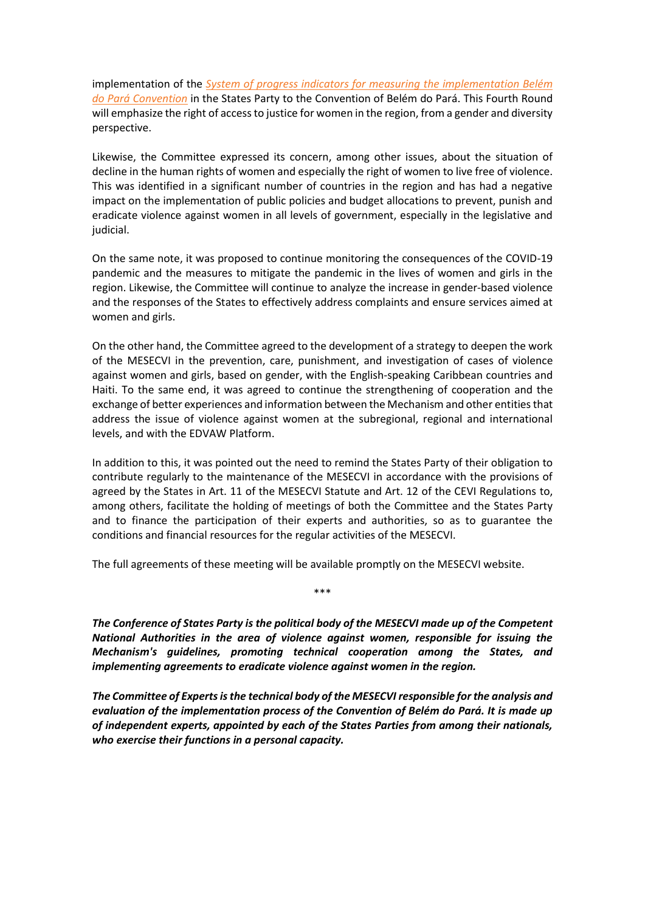implementation of the *System of progress indicators for measuring the implementation Belém do Pará Convention* in the States Party to the Convention of Belém do Pará. This Fourth Round will emphasize the right of access to justice for women in the region, from a gender and diversity perspective.

Likewise, the Committee expressed its concern, among other issues, about the situation of decline in the human rights of women and especially the right of women to live free of violence. This was identified in a significant number of countries in the region and has had a negative impact on the implementation of public policies and budget allocations to prevent, punish and eradicate violence against women in all levels of government, especially in the legislative and judicial.

On the same note, it was proposed to continue monitoring the consequences of the COVID-19 pandemic and the measures to mitigate the pandemic in the lives of women and girls in the region. Likewise, the Committee will continue to analyze the increase in gender-based violence and the responses of the States to effectively address complaints and ensure services aimed at women and girls.

On the other hand, the Committee agreed to the development of a strategy to deepen the work of the MESECVI in the prevention, care, punishment, and investigation of cases of violence against women and girls, based on gender, with the English-speaking Caribbean countries and Haiti. To the same end, it was agreed to continue the strengthening of cooperation and the exchange of better experiences and information between the Mechanism and other entities that address the issue of violence against women at the subregional, regional and international levels, and with the EDVAW Platform.

In addition to this, it was pointed out the need to remind the States Party of their obligation to contribute regularly to the maintenance of the MESECVI in accordance with the provisions of agreed by the States in Art. 11 of the MESECVI Statute and Art. 12 of the CEVI Regulations to, among others, facilitate the holding of meetings of both the Committee and the States Party and to finance the participation of their experts and authorities, so as to guarantee the conditions and financial resources for the regular activities of the MESECVI.

The full agreements of these meeting will be available promptly on the MESECVI website.

***

***The Conference of States Party is the political body of the MESECVI made up of the Competent National Authorities in the area of violence against women, responsible for issuing the Mechanism's guidelines, promoting technical cooperation among the States, and implementing agreements to eradicate violence against women in the region.***

***The Committee of Experts is the technical body of the MESECVI responsible for the analysis and evaluation of the implementation process of the Convention of Belém do Pará. It is made up of independent experts, appointed by each of the States Parties from among their nationals, who exercise their functions in a personal capacity.***